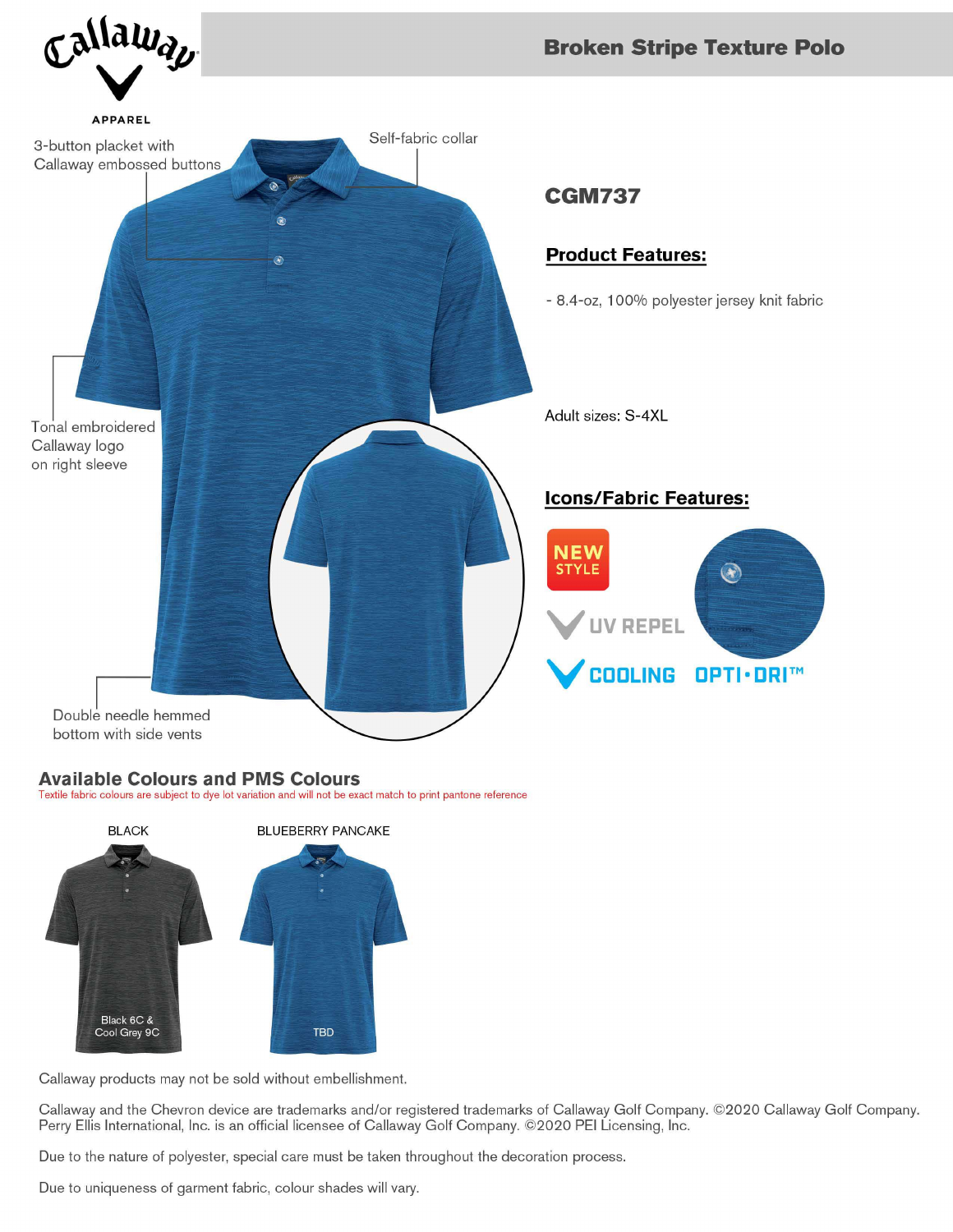Callaway APPAREL

# Broken Stripe Texture Polo

3-button placket with Callaway embossed buttons

Self-fabric collar

Tonal embroidered Callaway logo on right sleeve

Double needle hemmed bottom with side vents

## CGM737

### Product Features:

- 8.4-oz, 100% polyester jersey knit fabric

Adult sizes: S-4XL

### Icons/Fabric Features:

NEW STYLE

UV REPEL

COOLING

OPTI·DRI™

## Available Colours and PMS Colours

Textile fabric colours are subject to dye lot variation and will not be exact match to print pantone reference

| BLACK | BLUEBERRY PANCAKE |
|---|---|
| Black 6C & Cool Grey 9C | TBD |

Callaway products may not be sold without embellishment.

Callaway and the Chevron device are trademarks and/or registered trademarks of Callaway Golf Company. ©2020 Callaway Golf Company. Perry Ellis International, Inc. is an official licensee of Callaway Golf Company. ©2020 PEI Licensing, Inc.

Due to the nature of polyester, special care must be taken throughout the decoration process.

Due to uniqueness of garment fabric, colour shades will vary.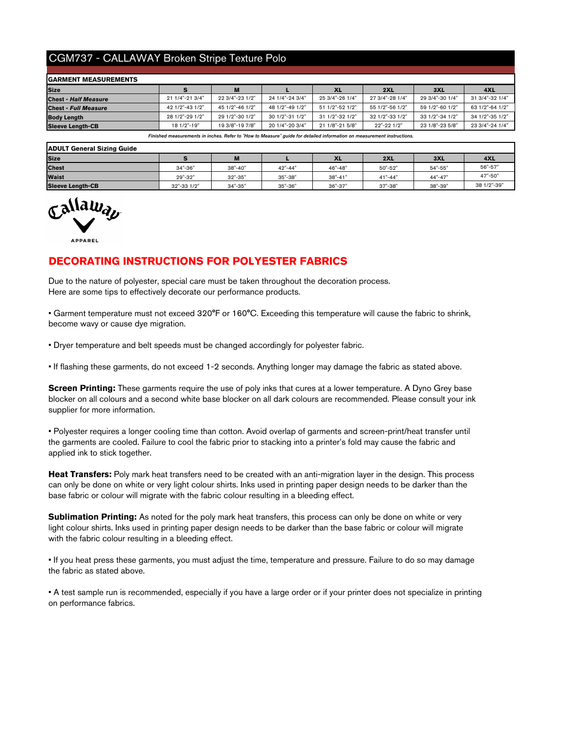# CGM737 - CALLAWAY Broken Stripe Texture Polo

| GARMENT MEASUREMENTS | | | | | | | |
|---|---|---|---|---|---|---|---|
| **Size** | **S** | **M** | **L** | **XL** | **2XL** | **3XL** | **4XL** |
| **Chest - *Half Measure*** | 21 1/4"-21 3/4" | 22 3/4"-23 1/2" | 24 1/4"-24 3/4" | 25 3/4"-26 1/4" | 27 3/4"-28 1/4" | 29 3/4"-30 1/4" | 31 3/4"-32 1/4" |
| **Chest - *Full Measure*** | 42 1/2"-43 1/2" | 45 1/2"-46 1/2" | 48 1/2"-49 1/2" | 51 1/2"-52 1/2" | 55 1/2"-56 1/2" | 59 1/2"-60 1/2" | 63 1/2"-64 1/2" |
| **Body Length** | 28 1/2"-29 1/2" | 29 1/2"-30 1/2" | 30 1/2"-31 1/2" | 31 1/2"-32 1/2" | 32 1/2"-33 1/2" | 33 1/2"-34 1/2" | 34 1/2"-35 1/2" |
| **Sleeve Length-CB** | 18 1/2"-19" | 19 3/8"-19 7/8" | 20 1/4"-20 3/4" | 21 1/8"-21 5/8" | 22"-22 1/2" | 23 1/8"-23 5/8" | 23 3/4"-24 1/4" |

*Finished measurements in inches. Refer to "How to Measure" guide for detailed information on measurement instructions.*

| ADULT General Sizing Guide | | | | | | | |
|---|---|---|---|---|---|---|---|
| **Size** | **S** | **M** | **L** | **XL** | **2XL** | **3XL** | **4XL** |
| **Chest** | 34"-36" | 38"-40" | 42"-44" | 46"-48" | 50"-52" | 54"-55" | 56"-57" |
| **Waist** | 29"-32" | 32"-35" | 35"-38" | 38"-41" | 41"-44" | 44"-47" | 47"-50" |
| **Sleeve Length-CB** | 32"-33 1/2" | 34"-35" | 35"-36" | 36"-37" | 37"-38" | 38"-39" | 38 1/2"-39" |

Callaway APPAREL

## DECORATING INSTRUCTIONS FOR POLYESTER FABRICS

Due to the nature of polyester, special care must be taken throughout the decoration process.
Here are some tips to effectively decorate our performance products.

- Garment temperature must not exceed 320°F or 160°C. Exceeding this temperature will cause the fabric to shrink, become wavy or cause dye migration.

- Dryer temperature and belt speeds must be changed accordingly for polyester fabric.

- If flashing these garments, do not exceed 1-2 seconds. Anything longer may damage the fabric as stated above.

**Screen Printing:** These garments require the use of poly inks that cures at a lower temperature. A Dyno Grey base blocker on all colours and a second white base blocker on all dark colours are recommended. Please consult your ink supplier for more information.

- Polyester requires a longer cooling time than cotton. Avoid overlap of garments and screen-print/heat transfer until the garments are cooled. Failure to cool the fabric prior to stacking into a printer's fold may cause the fabric and applied ink to stick together.

**Heat Transfers:** Poly mark heat transfers need to be created with an anti-migration layer in the design. This process can only be done on white or very light colour shirts. Inks used in printing paper design needs to be darker than the base fabric or colour will migrate with the fabric colour resulting in a bleeding effect.

**Sublimation Printing:** As noted for the poly mark heat transfers, this process can only be done on white or very light colour shirts. Inks used in printing paper design needs to be darker than the base fabric or colour will migrate with the fabric colour resulting in a bleeding effect.

- If you heat press these garments, you must adjust the time, temperature and pressure. Failure to do so may damage the fabric as stated above.

- A test sample run is recommended, especially if you have a large order or if your printer does not specialize in printing on performance fabrics.